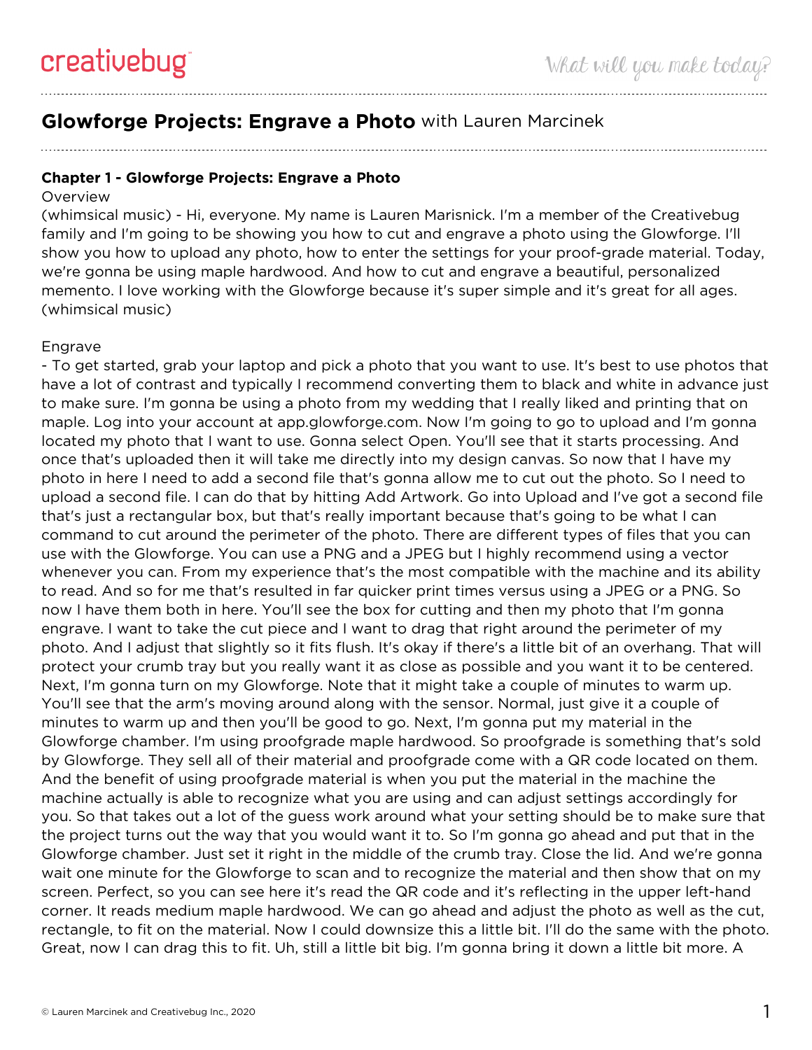## Glowforge Projects: Engrave a Photo with Lauren Marcinek

### Chapter 1 - Glowforge Projects: Engrave a Photo

Overview

(whimsical music) - Hi, everyone. My name is Lauren Marisnick. I'm a member of the Creativebug family and I'm going to be showing you how to cut and engrave a photo using the Glowforge. I'll show you how to upload any photo, how to enter the settings for your proof-grade material. Today, we're gonna be using maple hardwood. And how to cut and engrave a beautiful, personalized memento. I love working with the Glowforge because it's super simple and it's great for all ages. (whimsical music)

Engrave

- To get started, grab your laptop and pick a photo that you want to use. It's best to use photos that have a lot of contrast and typically I recommend converting them to black and white in advance just to make sure. I'm gonna be using a photo from my wedding that I really liked and printing that on maple. Log into your account at app.glowforge.com. Now I'm going to go to upload and I'm gonna located my photo that I want to use. Gonna select Open. You'll see that it starts processing. And once that's uploaded then it will take me directly into my design canvas. So now that I have my photo in here I need to add a second file that's gonna allow me to cut out the photo. So I need to upload a second file. I can do that by hitting Add Artwork. Go into Upload and I've got a second file that's just a rectangular box, but that's really important because that's going to be what I can command to cut around the perimeter of the photo. There are different types of files that you can use with the Glowforge. You can use a PNG and a JPEG but I highly recommend using a vector whenever you can. From my experience that's the most compatible with the machine and its ability to read. And so for me that's resulted in far quicker print times versus using a JPEG or a PNG. So now I have them both in here. You'll see the box for cutting and then my photo that I'm gonna engrave. I want to take the cut piece and I want to drag that right around the perimeter of my photo. And I adjust that slightly so it fits flush. It's okay if there's a little bit of an overhang. That will protect your crumb tray but you really want it as close as possible and you want it to be centered. Next, I'm gonna turn on my Glowforge. Note that it might take a couple of minutes to warm up. You'll see that the arm's moving around along with the sensor. Normal, just give it a couple of minutes to warm up and then you'll be good to go. Next, I'm gonna put my material in the Glowforge chamber. I'm using proofgrade maple hardwood. So proofgrade is something that's sold by Glowforge. They sell all of their material and proofgrade come with a QR code located on them. And the benefit of using proofgrade material is when you put the material in the machine the machine actually is able to recognize what you are using and can adjust settings accordingly for you. So that takes out a lot of the guess work around what your setting should be to make sure that the project turns out the way that you would want it to. So I'm gonna go ahead and put that in the Glowforge chamber. Just set it right in the middle of the crumb tray. Close the lid. And we're gonna wait one minute for the Glowforge to scan and to recognize the material and then show that on my screen. Perfect, so you can see here it's read the QR code and it's reflecting in the upper left-hand corner. It reads medium maple hardwood. We can go ahead and adjust the photo as well as the cut, rectangle, to fit on the material. Now I could downsize this a little bit. I'll do the same with the photo. Great, now I can drag this to fit. Uh, still a little bit big. I'm gonna bring it down a little bit more. A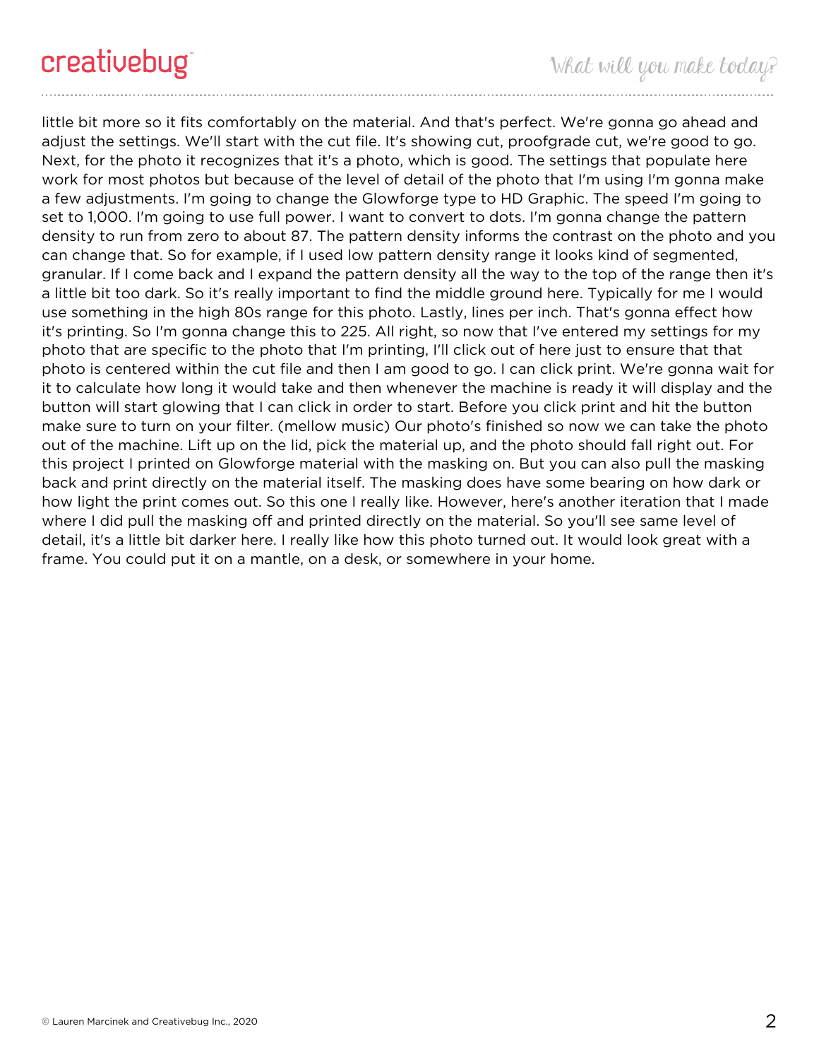little bit more so it fits comfortably on the material. And that's perfect. We're gonna go ahead and adjust the settings. We'll start with the cut file. It's showing cut, proofgrade cut, we're good to go. Next, for the photo it recognizes that it's a photo, which is good. The settings that populate here work for most photos but because of the level of detail of the photo that I'm using I'm gonna make a few adjustments. I'm going to change the Glowforge type to HD Graphic. The speed I'm going to set to 1,000. I'm going to use full power. I want to convert to dots. I'm gonna change the pattern density to run from zero to about 87. The pattern density informs the contrast on the photo and you can change that. So for example, if I used low pattern density range it looks kind of segmented, granular. If I come back and I expand the pattern density all the way to the top of the range then it's a little bit too dark. So it's really important to find the middle ground here. Typically for me I would use something in the high 80s range for this photo. Lastly, lines per inch. That's gonna effect how it's printing. So I'm gonna change this to 225. All right, so now that I've entered my settings for my photo that are specific to the photo that I'm printing, I'll click out of here just to ensure that that photo is centered within the cut file and then I am good to go. I can click print. We're gonna wait for it to calculate how long it would take and then whenever the machine is ready it will display and the button will start glowing that I can click in order to start. Before you click print and hit the button make sure to turn on your filter. (mellow music) Our photo's finished so now we can take the photo out of the machine. Lift up on the lid, pick the material up, and the photo should fall right out. For this project I printed on Glowforge material with the masking on. But you can also pull the masking back and print directly on the material itself. The masking does have some bearing on how dark or how light the print comes out. So this one I really like. However, here's another iteration that I made where I did pull the masking off and printed directly on the material. So you'll see same level of detail, it's a little bit darker here. I really like how this photo turned out. It would look great with a frame. You could put it on a mantle, on a desk, or somewhere in your home.